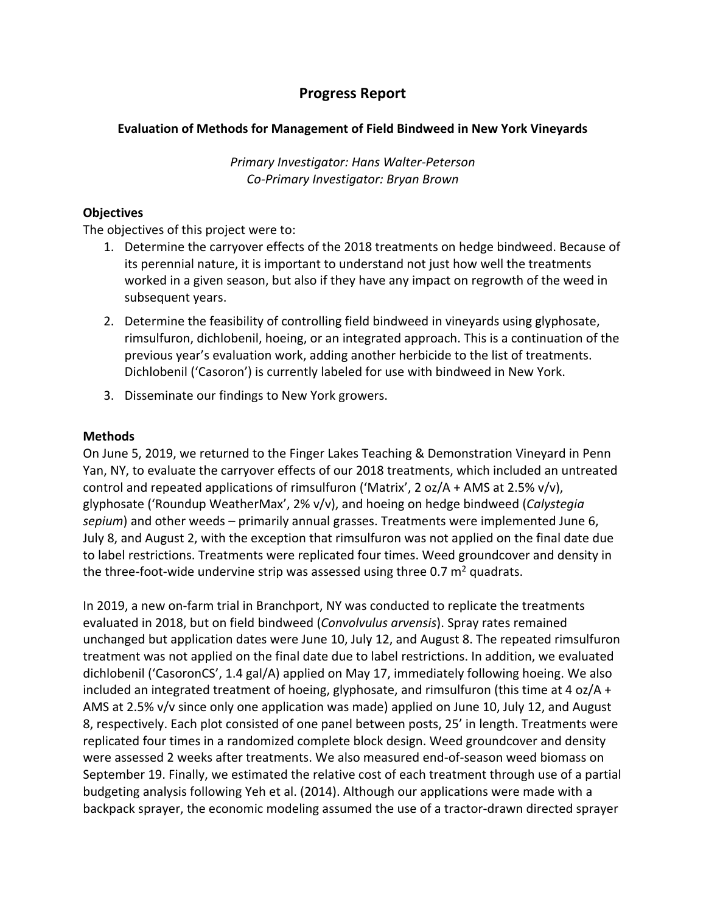# Progress Report

## Evaluation of Methods for Management of Field Bindweed in New York Vineyards

*Primary Investigator: Hans Walter-Peterson*
*Co-Primary Investigator: Bryan Brown*

### Objectives

The objectives of this project were to:

1. Determine the carryover effects of the 2018 treatments on hedge bindweed. Because of its perennial nature, it is important to understand not just how well the treatments worked in a given season, but also if they have any impact on regrowth of the weed in subsequent years.
2. Determine the feasibility of controlling field bindweed in vineyards using glyphosate, rimsulfuron, dichlobenil, hoeing, or an integrated approach. This is a continuation of the previous year's evaluation work, adding another herbicide to the list of treatments. Dichlobenil ('Casoron') is currently labeled for use with bindweed in New York.
3. Disseminate our findings to New York growers.

### Methods

On June 5, 2019, we returned to the Finger Lakes Teaching & Demonstration Vineyard in Penn Yan, NY, to evaluate the carryover effects of our 2018 treatments, which included an untreated control and repeated applications of rimsulfuron ('Matrix', 2 oz/A + AMS at 2.5% v/v), glyphosate ('Roundup WeatherMax', 2% v/v), and hoeing on hedge bindweed (*Calystegia sepium*) and other weeds – primarily annual grasses. Treatments were implemented June 6, July 8, and August 2, with the exception that rimsulfuron was not applied on the final date due to label restrictions. Treatments were replicated four times. Weed groundcover and density in the three-foot-wide undervine strip was assessed using three 0.7 $m^2$ quadrats.

In 2019, a new on-farm trial in Branchport, NY was conducted to replicate the treatments evaluated in 2018, but on field bindweed (*Convolvulus arvensis*). Spray rates remained unchanged but application dates were June 10, July 12, and August 8. The repeated rimsulfuron treatment was not applied on the final date due to label restrictions. In addition, we evaluated dichlobenil ('CasoronCS', 1.4 gal/A) applied on May 17, immediately following hoeing. We also included an integrated treatment of hoeing, glyphosate, and rimsulfuron (this time at 4 oz/A + AMS at 2.5% v/v since only one application was made) applied on June 10, July 12, and August 8, respectively. Each plot consisted of one panel between posts, 25' in length. Treatments were replicated four times in a randomized complete block design. Weed groundcover and density were assessed 2 weeks after treatments. We also measured end-of-season weed biomass on September 19. Finally, we estimated the relative cost of each treatment through use of a partial budgeting analysis following Yeh et al. (2014). Although our applications were made with a backpack sprayer, the economic modeling assumed the use of a tractor-drawn directed sprayer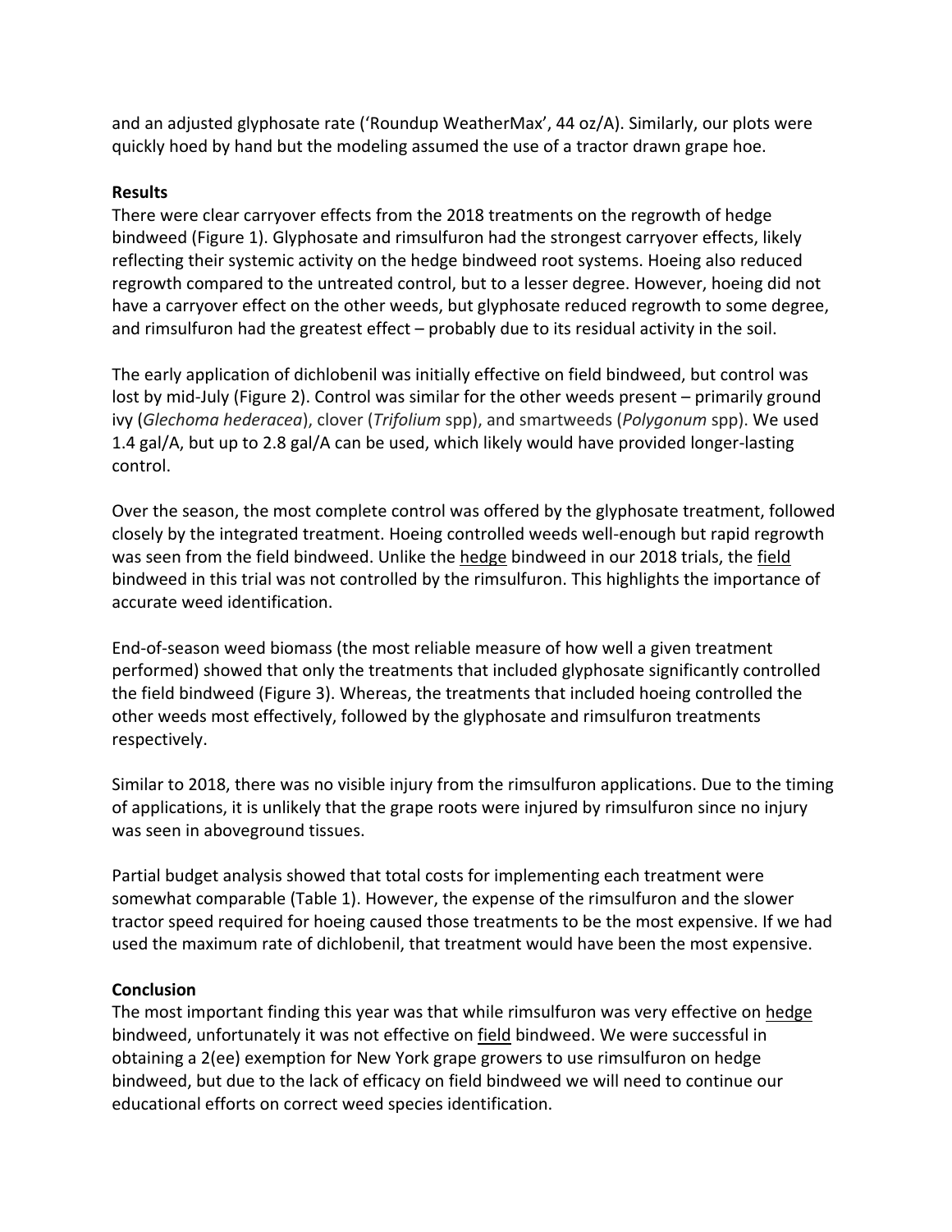and an adjusted glyphosate rate ('Roundup WeatherMax', 44 oz/A). Similarly, our plots were quickly hoed by hand but the modeling assumed the use of a tractor drawn grape hoe.

**Results**

There were clear carryover effects from the 2018 treatments on the regrowth of hedge bindweed (Figure 1). Glyphosate and rimsulfuron had the strongest carryover effects, likely reflecting their systemic activity on the hedge bindweed root systems. Hoeing also reduced regrowth compared to the untreated control, but to a lesser degree. However, hoeing did not have a carryover effect on the other weeds, but glyphosate reduced regrowth to some degree, and rimsulfuron had the greatest effect – probably due to its residual activity in the soil.

The early application of dichlobenil was initially effective on field bindweed, but control was lost by mid-July (Figure 2). Control was similar for the other weeds present – primarily ground ivy (*Glechoma hederacea*), clover (*Trifolium* spp), and smartweeds (*Polygonum* spp). We used 1.4 gal/A, but up to 2.8 gal/A can be used, which likely would have provided longer-lasting control.

Over the season, the most complete control was offered by the glyphosate treatment, followed closely by the integrated treatment. Hoeing controlled weeds well-enough but rapid regrowth was seen from the field bindweed. Unlike the <u>hedge</u> bindweed in our 2018 trials, the <u>field</u> bindweed in this trial was not controlled by the rimsulfuron. This highlights the importance of accurate weed identification.

End-of-season weed biomass (the most reliable measure of how well a given treatment performed) showed that only the treatments that included glyphosate significantly controlled the field bindweed (Figure 3). Whereas, the treatments that included hoeing controlled the other weeds most effectively, followed by the glyphosate and rimsulfuron treatments respectively.

Similar to 2018, there was no visible injury from the rimsulfuron applications. Due to the timing of applications, it is unlikely that the grape roots were injured by rimsulfuron since no injury was seen in aboveground tissues.

Partial budget analysis showed that total costs for implementing each treatment were somewhat comparable (Table 1). However, the expense of the rimsulfuron and the slower tractor speed required for hoeing caused those treatments to be the most expensive. If we had used the maximum rate of dichlobenil, that treatment would have been the most expensive.

**Conclusion**

The most important finding this year was that while rimsulfuron was very effective on <u>hedge</u> bindweed, unfortunately it was not effective on <u>field</u> bindweed. We were successful in obtaining a 2(ee) exemption for New York grape growers to use rimsulfuron on hedge bindweed, but due to the lack of efficacy on field bindweed we will need to continue our educational efforts on correct weed species identification.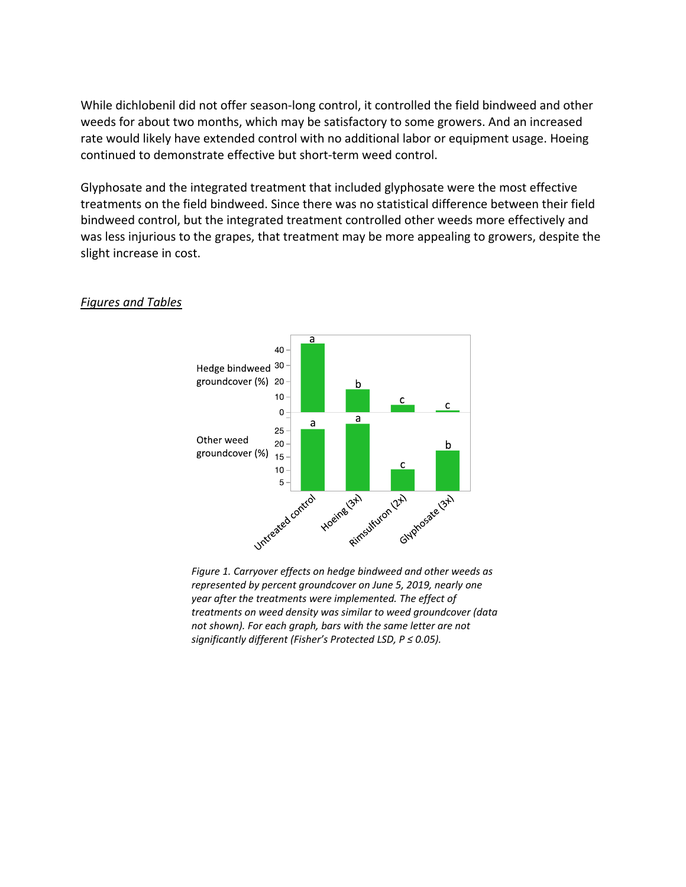While dichlobenil did not offer season-long control, it controlled the field bindweed and other weeds for about two months, which may be satisfactory to some growers. And an increased rate would likely have extended control with no additional labor or equipment usage. Hoeing continued to demonstrate effective but short-term weed control.

Glyphosate and the integrated treatment that included glyphosate were the most effective treatments on the field bindweed. Since there was no statistical difference between their field bindweed control, but the integrated treatment controlled other weeds more effectively and was less injurious to the grapes, that treatment may be more appealing to growers, despite the slight increase in cost.

### *Figures and Tables*

*Figure 1. Carryover effects on hedge bindweed and other weeds as represented by percent groundcover on June 5, 2019, nearly one year after the treatments were implemented. The effect of treatments on weed density was similar to weed groundcover (data not shown). For each graph, bars with the same letter are not significantly different (Fisher's Protected LSD, $P \leq 0.05$).*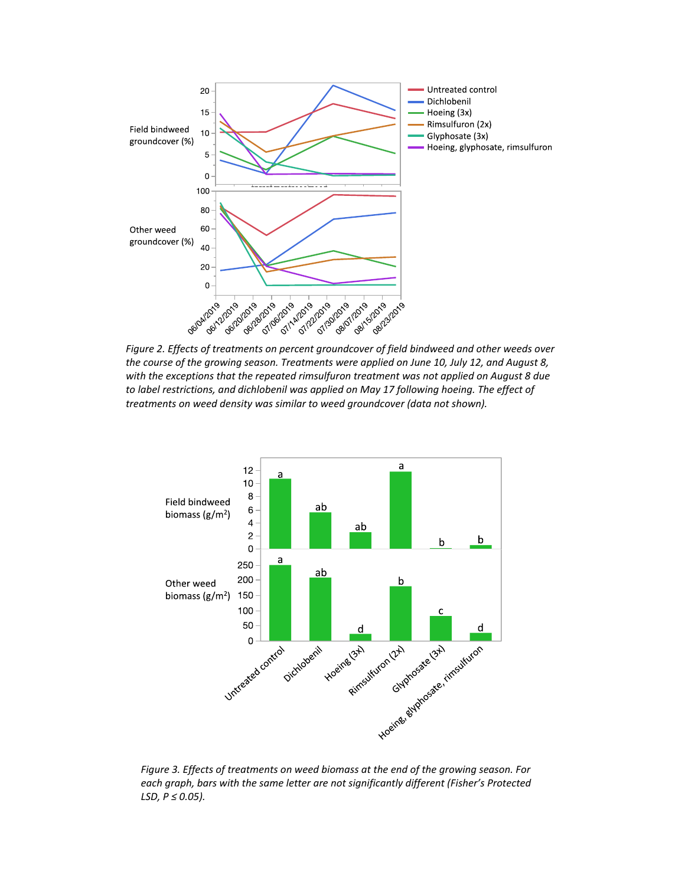*Figure 2. Effects of treatments on percent groundcover of field bindweed and other weeds over the course of the growing season. Treatments were applied on June 10, July 12, and August 8, with the exceptions that the repeated rimsulfuron treatment was not applied on August 8 due to label restrictions, and dichlobenil was applied on May 17 following hoeing. The effect of treatments on weed density was similar to weed groundcover (data not shown).*

*Figure 3. Effects of treatments on weed biomass at the end of the growing season. For each graph, bars with the same letter are not significantly different (Fisher's Protected LSD, $P \leq 0.05$).*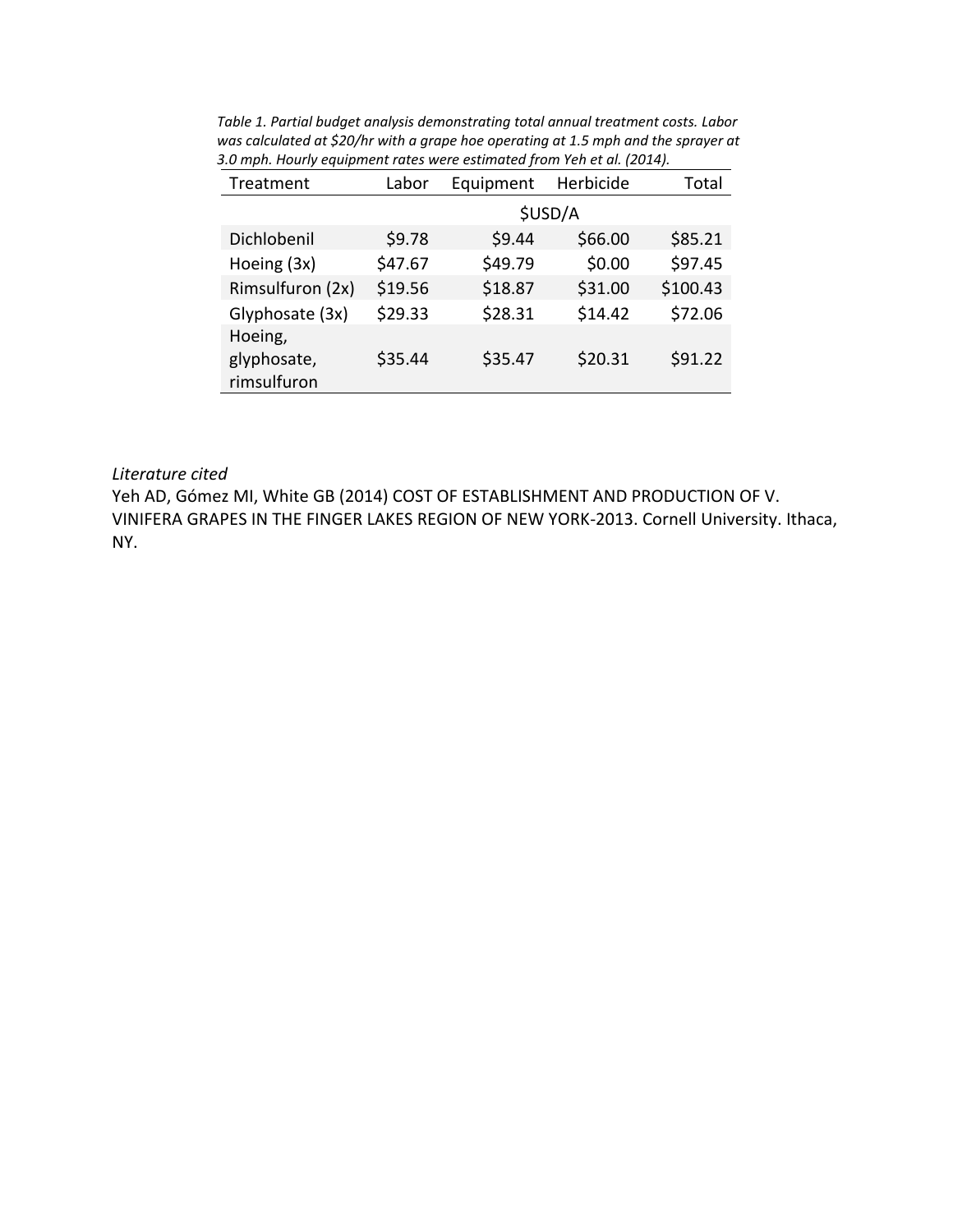*Table 1. Partial budget analysis demonstrating total annual treatment costs. Labor was calculated at $20/hr with a grape hoe operating at 1.5 mph and the sprayer at 3.0 mph. Hourly equipment rates were estimated from Yeh et al. (2014).*

| Treatment | Labor | Equipment | Herbicide | Total |
|---|---|---|---|---|
| | $USD/A | | | |
| Dichlobenil | $9.78 | $9.44 | $66.00 | $85.21 |
| Hoeing (3x) | $47.67 | $49.79 | $0.00 | $97.45 |
| Rimsulfuron (2x) | $19.56 | $18.87 | $31.00 | $100.43 |
| Glyphosate (3x) | $29.33 | $28.31 | $14.42 | $72.06 |
| Hoeing, glyphosate, rimsulfuron | $35.44 | $35.47 | $20.31 | $91.22 |

*Literature cited*

Yeh AD, Gómez MI, White GB (2014) COST OF ESTABLISHMENT AND PRODUCTION OF V. VINIFERA GRAPES IN THE FINGER LAKES REGION OF NEW YORK-2013. Cornell University. Ithaca, NY.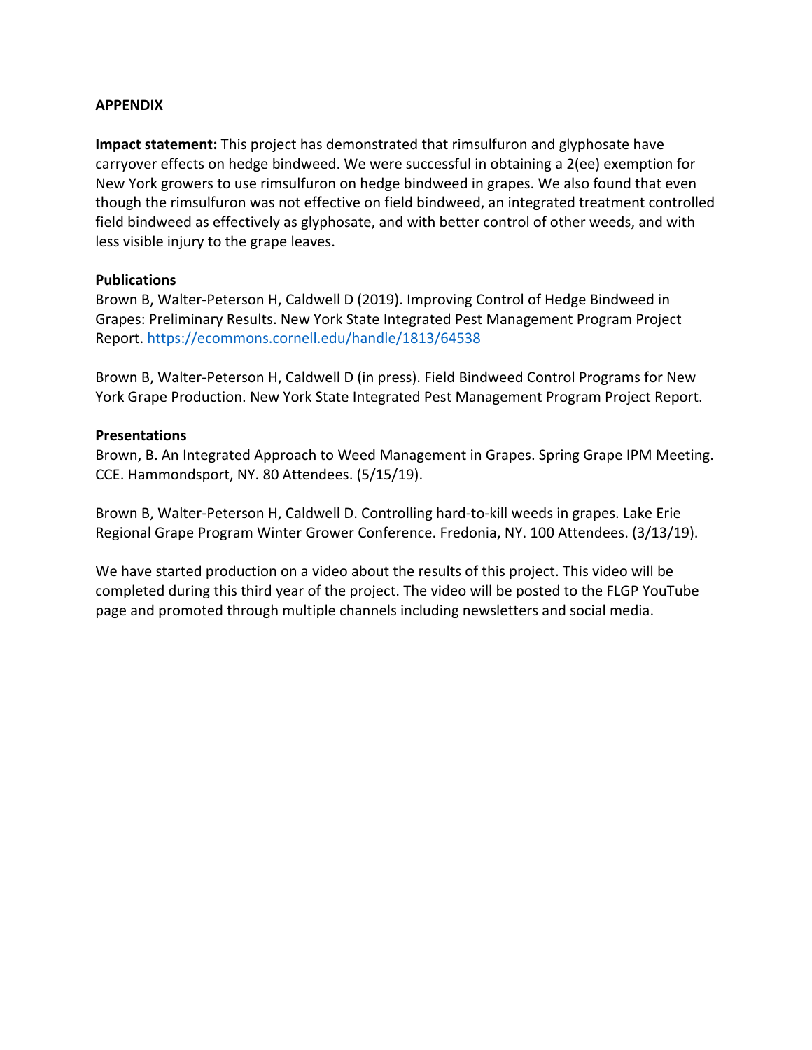**APPENDIX**

**Impact statement:** This project has demonstrated that rimsulfuron and glyphosate have carryover effects on hedge bindweed. We were successful in obtaining a 2(ee) exemption for New York growers to use rimsulfuron on hedge bindweed in grapes. We also found that even though the rimsulfuron was not effective on field bindweed, an integrated treatment controlled field bindweed as effectively as glyphosate, and with better control of other weeds, and with less visible injury to the grape leaves.

**Publications**

Brown B, Walter-Peterson H, Caldwell D (2019). Improving Control of Hedge Bindweed in Grapes: Preliminary Results. New York State Integrated Pest Management Program Project Report. https://ecommons.cornell.edu/handle/1813/64538

Brown B, Walter-Peterson H, Caldwell D (in press). Field Bindweed Control Programs for New York Grape Production. New York State Integrated Pest Management Program Project Report.

**Presentations**

Brown, B. An Integrated Approach to Weed Management in Grapes. Spring Grape IPM Meeting. CCE. Hammondsport, NY. 80 Attendees. (5/15/19).

Brown B, Walter-Peterson H, Caldwell D. Controlling hard-to-kill weeds in grapes. Lake Erie Regional Grape Program Winter Grower Conference. Fredonia, NY. 100 Attendees. (3/13/19).

We have started production on a video about the results of this project. This video will be completed during this third year of the project. The video will be posted to the FLGP YouTube page and promoted through multiple channels including newsletters and social media.